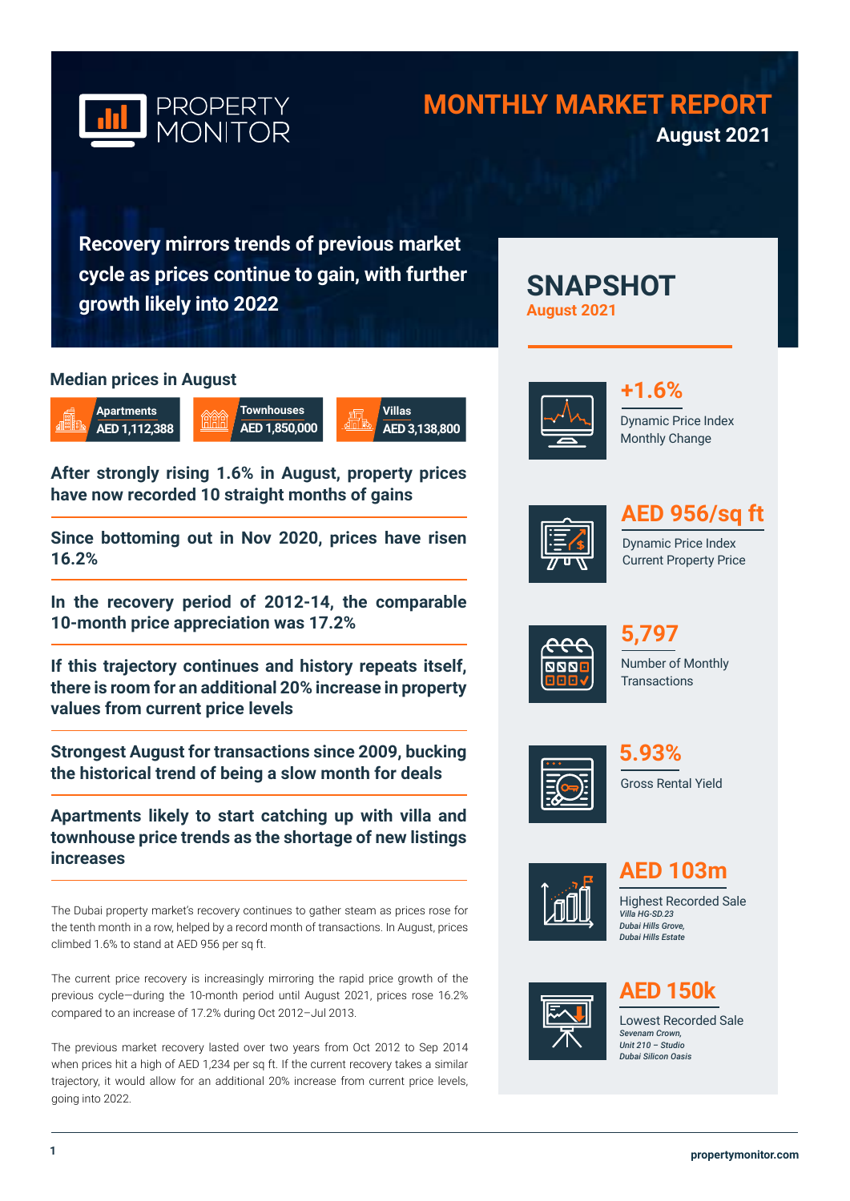# PROPERTY MONITOR

## MONTHLY MARKET REPORT
**August 2021**

## Recovery mirrors trends of previous market cycle as prices continue to gain, with further growth likely into 2022

### Median prices in August

| Apartments | Townhouses | Villas |
|---|---|---|
| AED 1,112,388 | AED 1,850,000 | AED 3,138,800 |

**After strongly rising 1.6% in August, property prices have now recorded 10 straight months of gains**

**Since bottoming out in Nov 2020, prices have risen 16.2%**

**In the recovery period of 2012-14, the comparable 10-month price appreciation was 17.2%**

**If this trajectory continues and history repeats itself, there is room for an additional 20% increase in property values from current price levels**

**Strongest August for transactions since 2009, bucking the historical trend of being a slow month for deals**

**Apartments likely to start catching up with villa and townhouse price trends as the shortage of new listings increases**

The Dubai property market's recovery continues to gather steam as prices rose for the tenth month in a row, helped by a record month of transactions. In August, prices climbed 1.6% to stand at AED 956 per sq ft.

The current price recovery is increasingly mirroring the rapid price growth of the previous cycle—during the 10-month period until August 2021, prices rose 16.2% compared to an increase of 17.2% during Oct 2012–Jul 2013.

The previous market recovery lasted over two years from Oct 2012 to Sep 2014 when prices hit a high of AED 1,234 per sq ft. If the current recovery takes a similar trajectory, it would allow for an additional 20% increase from current price levels, going into 2022.

## SNAPSHOT
**August 2021**

**+1.6%**
Dynamic Price Index Monthly Change

**AED 956/sq ft**
Dynamic Price Index Current Property Price

**5,797**
Number of Monthly Transactions

**5.93%**
Gross Rental Yield

**AED 103m**
Highest Recorded Sale
*Villa HG-SD.23*
*Dubai Hills Grove,*
*Dubai Hills Estate*

**AED 150k**
Lowest Recorded Sale
*Sevenam Crown,*
*Unit 210 – Studio*
*Dubai Silicon Oasis*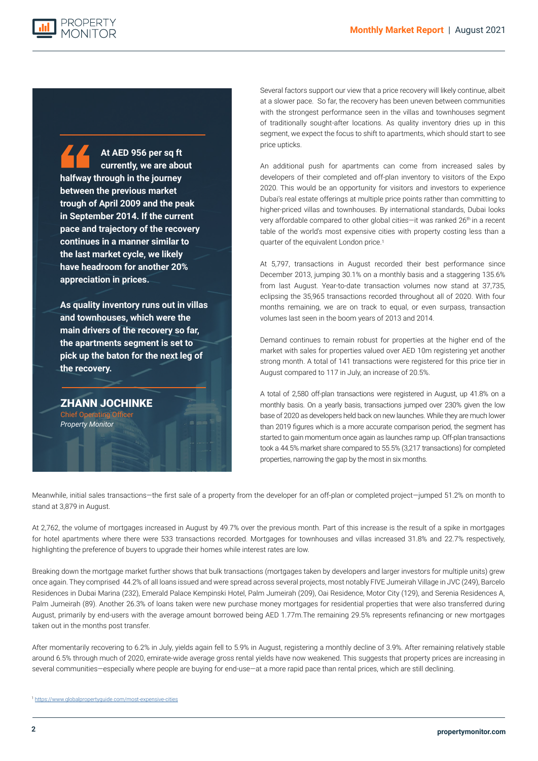> **At AED 956 per sq ft currently, we are about halfway through in the journey between the previous market trough of April 2009 and the peak in September 2014. If the current pace and trajectory of the recovery continues in a manner similar to the last market cycle, we likely have headroom for another 20% appreciation in prices.**
>
> **As quality inventory runs out in villas and townhouses, which were the main drivers of the recovery so far, the apartments segment is set to pick up the baton for the next leg of the recovery.**
>
> **ZHANN JOCHINKE**
> Chief Operating Officer
> *Property Monitor*

Several factors support our view that a price recovery will likely continue, albeit at a slower pace. So far, the recovery has been uneven between communities with the strongest performance seen in the villas and townhouses segment of traditionally sought-after locations. As quality inventory dries up in this segment, we expect the focus to shift to apartments, which should start to see price upticks.

An additional push for apartments can come from increased sales by developers of their completed and off-plan inventory to visitors of the Expo 2020. This would be an opportunity for visitors and investors to experience Dubai's real estate offerings at multiple price points rather than committing to higher-priced villas and townhouses. By international standards, Dubai looks very affordable compared to other global cities—it was ranked 26th in a recent table of the world's most expensive cities with property costing less than a quarter of the equivalent London price.[1]

At 5,797, transactions in August recorded their best performance since December 2013, jumping 30.1% on a monthly basis and a staggering 135.6% from last August. Year-to-date transaction volumes now stand at 37,735, eclipsing the 35,965 transactions recorded throughout all of 2020. With four months remaining, we are on track to equal, or even surpass, transaction volumes last seen in the boom years of 2013 and 2014.

Demand continues to remain robust for properties at the higher end of the market with sales for properties valued over AED 10m registering yet another strong month. A total of 141 transactions were registered for this price tier in August compared to 117 in July, an increase of 20.5%.

A total of 2,580 off-plan transactions were registered in August, up 41.8% on a monthly basis. On a yearly basis, transactions jumped over 230% given the low base of 2020 as developers held back on new launches. While they are much lower than 2019 figures which is a more accurate comparison period, the segment has started to gain momentum once again as launches ramp up. Off-plan transactions took a 44.5% market share compared to 55.5% (3,217 transactions) for completed properties, narrowing the gap by the most in six months.

Meanwhile, initial sales transactions—the first sale of a property from the developer for an off-plan or completed project—jumped 51.2% on month to stand at 3,879 in August.

At 2,762, the volume of mortgages increased in August by 49.7% over the previous month. Part of this increase is the result of a spike in mortgages for hotel apartments where there were 533 transactions recorded. Mortgages for townhouses and villas increased 31.8% and 22.7% respectively, highlighting the preference of buyers to upgrade their homes while interest rates are low.

Breaking down the mortgage market further shows that bulk transactions (mortgages taken by developers and larger investors for multiple units) grew once again. They comprised 44.2% of all loans issued and were spread across several projects, most notably FIVE Jumeirah Village in JVC (249), Barcelo Residences in Dubai Marina (232), Emerald Palace Kempinski Hotel, Palm Jumeirah (209), Oai Residence, Motor City (129), and Serenia Residences A, Palm Jumeirah (89). Another 26.3% of loans taken were new purchase money mortgages for residential properties that were also transferred during August, primarily by end-users with the average amount borrowed being AED 1.77m.The remaining 29.5% represents refinancing or new mortgages taken out in the months post transfer.

After momentarily recovering to 6.2% in July, yields again fell to 5.9% in August, registering a monthly decline of 3.9%. After remaining relatively stable around 6.5% through much of 2020, emirate-wide average gross rental yields have now weakened. This suggests that property prices are increasing in several communities—especially where people are buying for end-use—at a more rapid pace than rental prices, which are still declining.

[1] https://www.globalpropertyguide.com/most-expensive-cities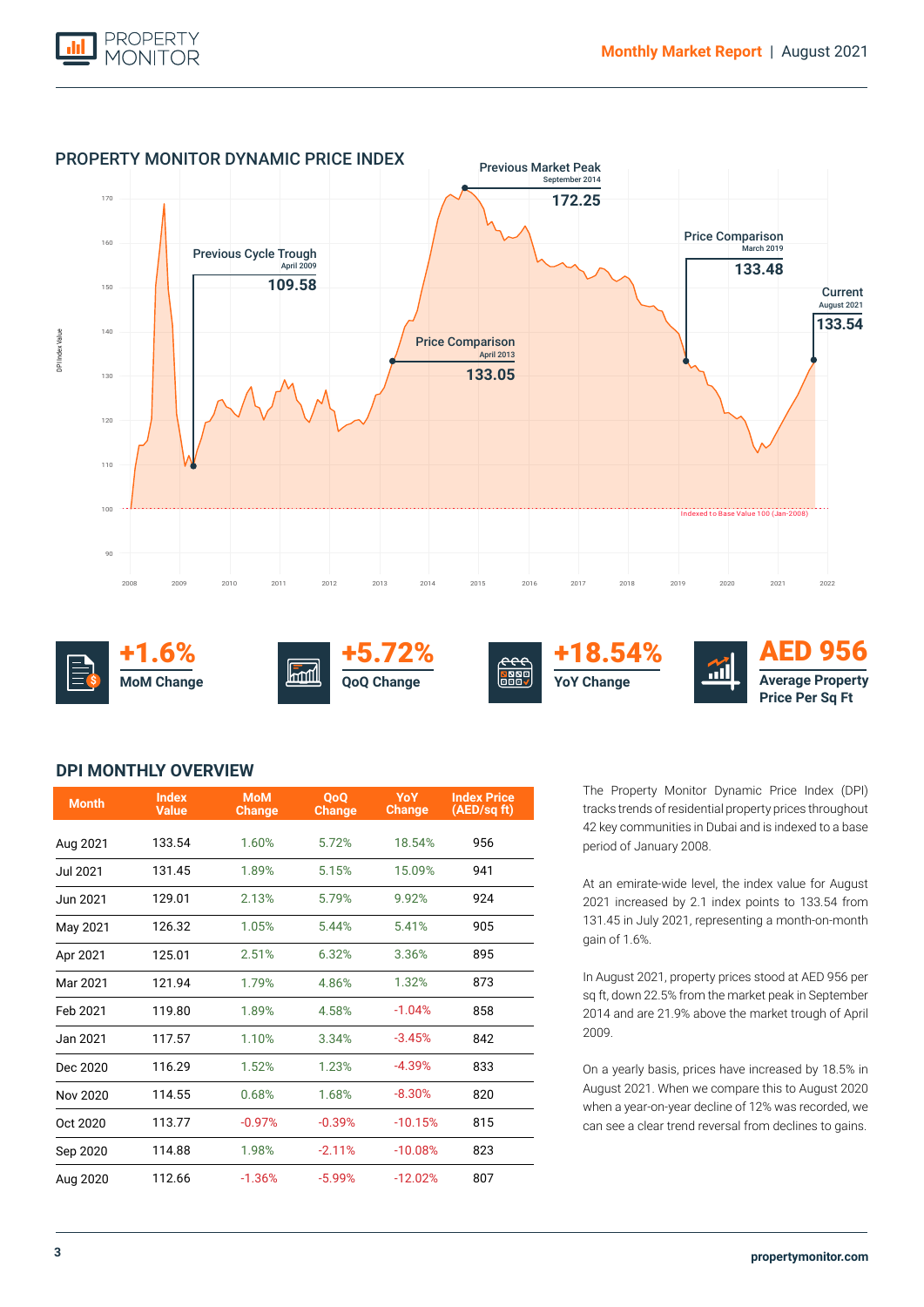## PROPERTY MONITOR DYNAMIC PRICE INDEX

Previous Market Peak
September 2014
172.25

Previous Cycle Trough
April 2009
109.58

Price Comparison
March 2019
133.48

Current
August 2021
133.54

Price Comparison
April 2013
133.05

Indexed to Base Value 100 (Jan-2008)

**+1.6%** MoM Change

**+5.72%** QoQ Change

**+18.54%** YoY Change

**AED 956** Average Property Price Per Sq Ft

## DPI MONTHLY OVERVIEW

| Month | Index Value | MoM Change | QoQ Change | YoY Change | Index Price (AED/sq ft) |
|---|---|---|---|---|---|
| Aug 2021 | 133.54 | 1.60% | 5.72% | 18.54% | 956 |
| Jul 2021 | 131.45 | 1.89% | 5.15% | 15.09% | 941 |
| Jun 2021 | 129.01 | 2.13% | 5.79% | 9.92% | 924 |
| May 2021 | 126.32 | 1.05% | 5.44% | 5.41% | 905 |
| Apr 2021 | 125.01 | 2.51% | 6.32% | 3.36% | 895 |
| Mar 2021 | 121.94 | 1.79% | 4.86% | 1.32% | 873 |
| Feb 2021 | 119.80 | 1.89% | 4.58% | -1.04% | 858 |
| Jan 2021 | 117.57 | 1.10% | 3.34% | -3.45% | 842 |
| Dec 2020 | 116.29 | 1.52% | 1.23% | -4.39% | 833 |
| Nov 2020 | 114.55 | 0.68% | 1.68% | -8.30% | 820 |
| Oct 2020 | 113.77 | -0.97% | -0.39% | -10.15% | 815 |
| Sep 2020 | 114.88 | 1.98% | -2.11% | -10.08% | 823 |
| Aug 2020 | 112.66 | -1.36% | -5.99% | -12.02% | 807 |

The Property Monitor Dynamic Price Index (DPI) tracks trends of residential property prices throughout 42 key communities in Dubai and is indexed to a base period of January 2008.

At an emirate-wide level, the index value for August 2021 increased by 2.1 index points to 133.54 from 131.45 in July 2021, representing a month-on-month gain of 1.6%.

In August 2021, property prices stood at AED 956 per sq ft, down 22.5% from the market peak in September 2014 and are 21.9% above the market trough of April 2009.

On a yearly basis, prices have increased by 18.5% in August 2021. When we compare this to August 2020 when a year-on-year decline of 12% was recorded, we can see a clear trend reversal from declines to gains.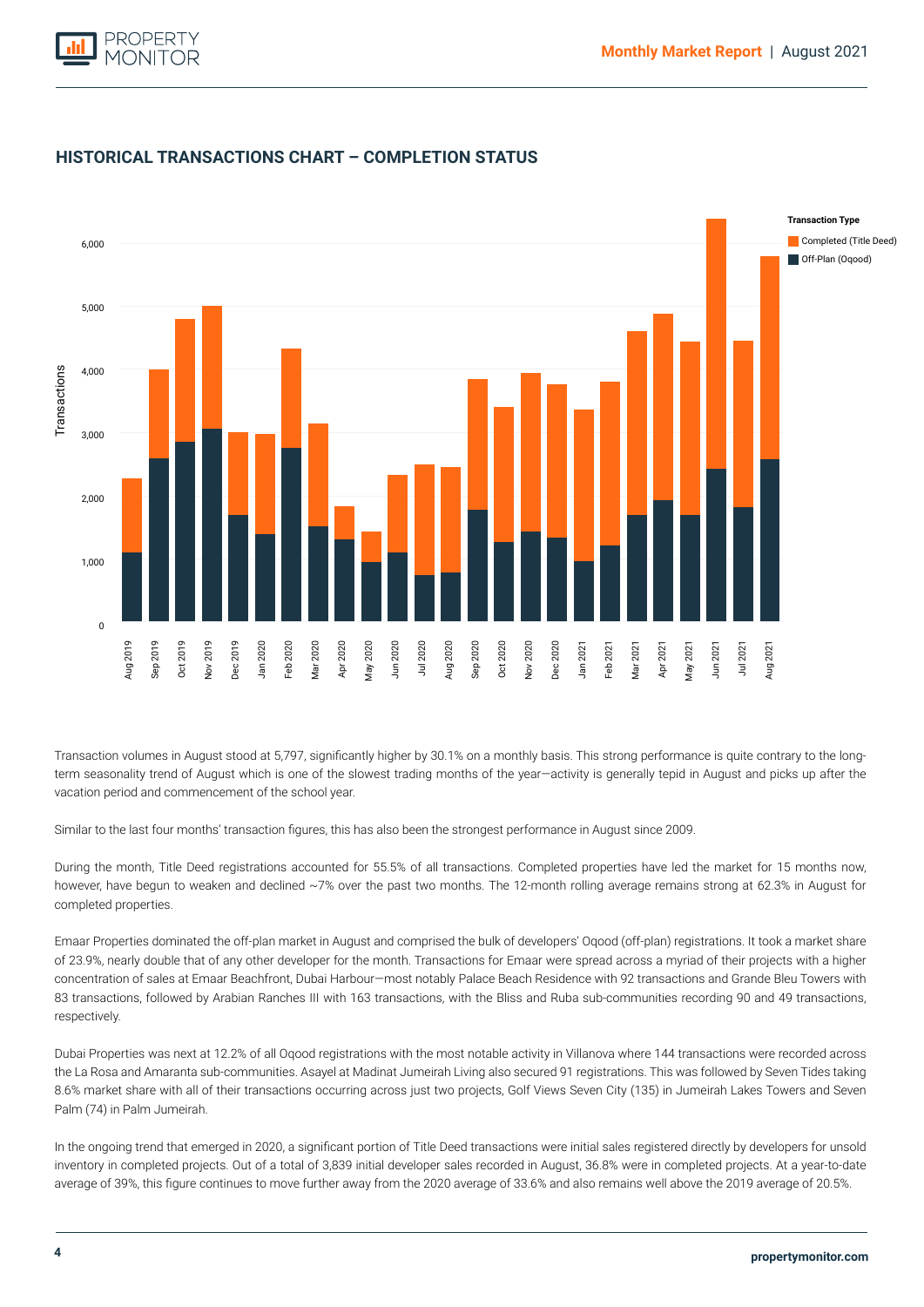## HISTORICAL TRANSACTIONS CHART – COMPLETION STATUS

Transaction volumes in August stood at 5,797, significantly higher by 30.1% on a monthly basis. This strong performance is quite contrary to the long-term seasonality trend of August which is one of the slowest trading months of the year—activity is generally tepid in August and picks up after the vacation period and commencement of the school year.

Similar to the last four months' transaction figures, this has also been the strongest performance in August since 2009.

During the month, Title Deed registrations accounted for 55.5% of all transactions. Completed properties have led the market for 15 months now, however, have begun to weaken and declined ~7% over the past two months. The 12-month rolling average remains strong at 62.3% in August for completed properties.

Emaar Properties dominated the off-plan market in August and comprised the bulk of developers' Oqood (off-plan) registrations. It took a market share of 23.9%, nearly double that of any other developer for the month. Transactions for Emaar were spread across a myriad of their projects with a higher concentration of sales at Emaar Beachfront, Dubai Harbour—most notably Palace Beach Residence with 92 transactions and Grande Bleu Towers with 83 transactions, followed by Arabian Ranches III with 163 transactions, with the Bliss and Ruba sub-communities recording 90 and 49 transactions, respectively.

Dubai Properties was next at 12.2% of all Oqood registrations with the most notable activity in Villanova where 144 transactions were recorded across the La Rosa and Amaranta sub-communities. Asayel at Madinat Jumeirah Living also secured 91 registrations. This was followed by Seven Tides taking 8.6% market share with all of their transactions occurring across just two projects, Golf Views Seven City (135) in Jumeirah Lakes Towers and Seven Palm (74) in Palm Jumeirah.

In the ongoing trend that emerged in 2020, a significant portion of Title Deed transactions were initial sales registered directly by developers for unsold inventory in completed projects. Out of a total of 3,839 initial developer sales recorded in August, 36.8% were in completed projects. At a year-to-date average of 39%, this figure continues to move further away from the 2020 average of 33.6% and also remains well above the 2019 average of 20.5%.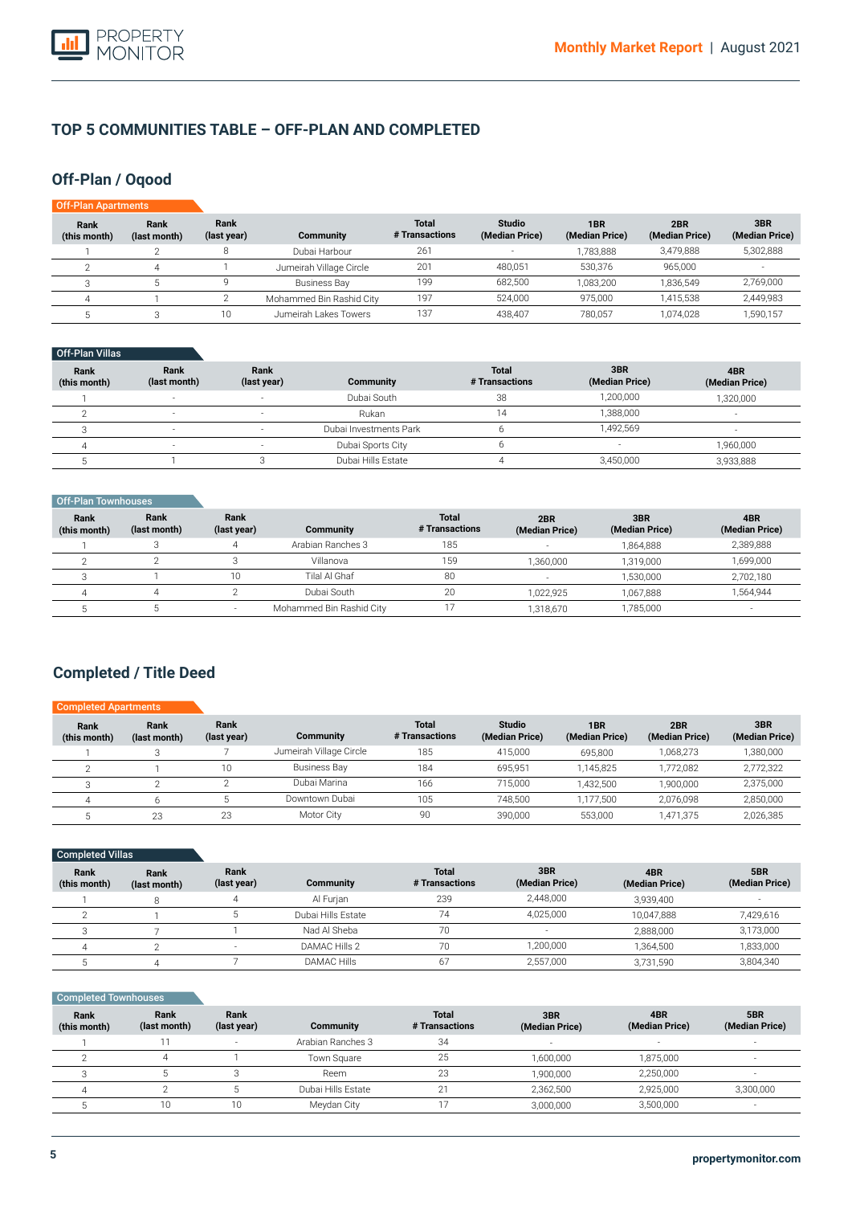## TOP 5 COMMUNITIES TABLE – OFF-PLAN AND COMPLETED

### Off-Plan / Oqood

**Off-Plan Apartments**

| Rank (this month) | Rank (last month) | Rank (last year) | Community | Total # Transactions | Studio (Median Price) | 1BR (Median Price) | 2BR (Median Price) | 3BR (Median Price) |
|---|---|---|---|---|---|---|---|---|
| 1 | 2 | 8 | Dubai Harbour | 261 | - | 1,783,888 | 3,479,888 | 5,302,888 |
| 2 | 4 | 1 | Jumeirah Village Circle | 201 | 480,051 | 530,376 | 965,000 | - |
| 3 | 5 | 9 | Business Bay | 199 | 682,500 | 1,083,200 | 1,836,549 | 2,769,000 |
| 4 | 1 | 2 | Mohammed Bin Rashid City | 197 | 524,000 | 975,000 | 1,415,538 | 2,449,983 |
| 5 | 3 | 10 | Jumeirah Lakes Towers | 137 | 438,407 | 780,057 | 1,074,028 | 1,590,157 |

**Off-Plan Villas**

| Rank (this month) | Rank (last month) | Rank (last year) | Community | Total # Transactions | 3BR (Median Price) | 4BR (Median Price) |
|---|---|---|---|---|---|---|
| 1 | - | - | Dubai South | 38 | 1,200,000 | 1,320,000 |
| 2 | - | - | Rukan | 14 | 1,388,000 | - |
| 3 | - | - | Dubai Investments Park | 6 | 1,492,569 | - |
| 4 | - | - | Dubai Sports City | 6 | - | 1,960,000 |
| 5 | 1 | 3 | Dubai Hills Estate | 4 | 3,450,000 | 3,933,888 |

**Off-Plan Townhouses**

| Rank (this month) | Rank (last month) | Rank (last year) | Community | Total # Transactions | 2BR (Median Price) | 3BR (Median Price) | 4BR (Median Price) |
|---|---|---|---|---|---|---|---|
| 1 | 3 | 4 | Arabian Ranches 3 | 185 | - | 1,864,888 | 2,389,888 |
| 2 | 2 | 3 | Villanova | 159 | 1,360,000 | 1,319,000 | 1,699,000 |
| 3 | 1 | 10 | Tilal Al Ghaf | 80 | - | 1,530,000 | 2,702,180 |
| 4 | 4 | 2 | Dubai South | 20 | 1,022,925 | 1,067,888 | 1,564,944 |
| 5 | 5 | - | Mohammed Bin Rashid City | 17 | 1,318,670 | 1,785,000 | - |

### Completed / Title Deed

**Completed Apartments**

| Rank (this month) | Rank (last month) | Rank (last year) | Community | Total # Transactions | Studio (Median Price) | 1BR (Median Price) | 2BR (Median Price) | 3BR (Median Price) |
|---|---|---|---|---|---|---|---|---|
| 1 | 3 | 7 | Jumeirah Village Circle | 185 | 415,000 | 695,800 | 1,068,273 | 1,380,000 |
| 2 | 1 | 10 | Business Bay | 184 | 695,951 | 1,145,825 | 1,772,082 | 2,772,322 |
| 3 | 2 | 2 | Dubai Marina | 166 | 715,000 | 1,432,500 | 1,900,000 | 2,375,000 |
| 4 | 6 | 5 | Downtown Dubai | 105 | 748,500 | 1,177,500 | 2,076,098 | 2,850,000 |
| 5 | 23 | 23 | Motor City | 90 | 390,000 | 553,000 | 1,471,375 | 2,026,385 |

**Completed Villas**

| Rank (this month) | Rank (last month) | Rank (last year) | Community | Total # Transactions | 3BR (Median Price) | 4BR (Median Price) | 5BR (Median Price) |
|---|---|---|---|---|---|---|---|
| 1 | 8 | 4 | Al Furjan | 239 | 2,448,000 | 3,939,400 | - |
| 2 | 1 | 5 | Dubai Hills Estate | 74 | 4,025,000 | 10,047,888 | 7,429,616 |
| 3 | 7 | 1 | Nad Al Sheba | 70 | - | 2,888,000 | 3,173,000 |
| 4 | 2 | - | DAMAC Hills 2 | 70 | 1,200,000 | 1,364,500 | 1,833,000 |
| 5 | 4 | 7 | DAMAC Hills | 67 | 2,557,000 | 3,731,590 | 3,804,340 |

**Completed Townhouses**

| Rank (this month) | Rank (last month) | Rank (last year) | Community | Total # Transactions | 3BR (Median Price) | 4BR (Median Price) | 5BR (Median Price) |
|---|---|---|---|---|---|---|---|
| 1 | 11 | - | Arabian Ranches 3 | 34 | - | - | - |
| 2 | 4 | 1 | Town Square | 25 | 1,600,000 | 1,875,000 | - |
| 3 | 5 | 3 | Reem | 23 | 1,900,000 | 2,250,000 | - |
| 4 | 2 | 5 | Dubai Hills Estate | 21 | 2,362,500 | 2,925,000 | 3,300,000 |
| 5 | 10 | 10 | Meydan City | 17 | 3,000,000 | 3,500,000 | - |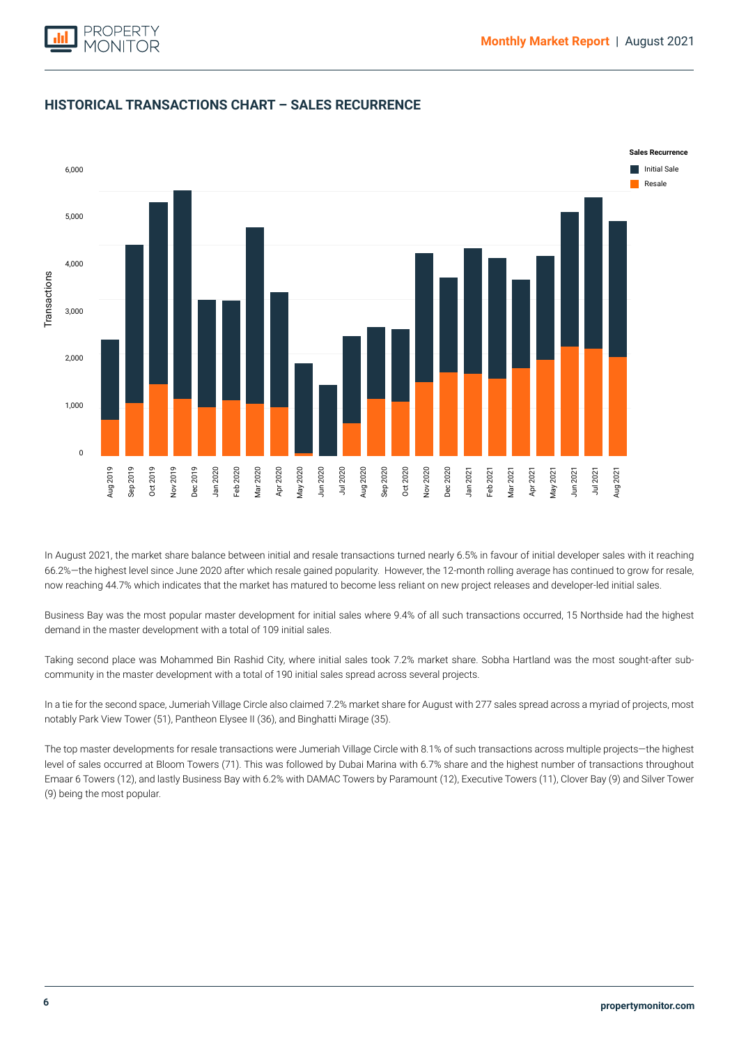## HISTORICAL TRANSACTIONS CHART – SALES RECURRENCE

In August 2021, the market share balance between initial and resale transactions turned nearly 6.5% in favour of initial developer sales with it reaching 66.2%—the highest level since June 2020 after which resale gained popularity. However, the 12-month rolling average has continued to grow for resale, now reaching 44.7% which indicates that the market has matured to become less reliant on new project releases and developer-led initial sales.

Business Bay was the most popular master development for initial sales where 9.4% of all such transactions occurred, 15 Northside had the highest demand in the master development with a total of 109 initial sales.

Taking second place was Mohammed Bin Rashid City, where initial sales took 7.2% market share. Sobha Hartland was the most sought-after sub-community in the master development with a total of 190 initial sales spread across several projects.

In a tie for the second space, Jumeriah Village Circle also claimed 7.2% market share for August with 277 sales spread across a myriad of projects, most notably Park View Tower (51), Pantheon Elysee II (36), and Binghatti Mirage (35).

The top master developments for resale transactions were Jumeriah Village Circle with 8.1% of such transactions across multiple projects—the highest level of sales occurred at Bloom Towers (71). This was followed by Dubai Marina with 6.7% share and the highest number of transactions throughout Emaar 6 Towers (12), and lastly Business Bay with 6.2% with DAMAC Towers by Paramount (12), Executive Towers (11), Clover Bay (9) and Silver Tower (9) being the most popular.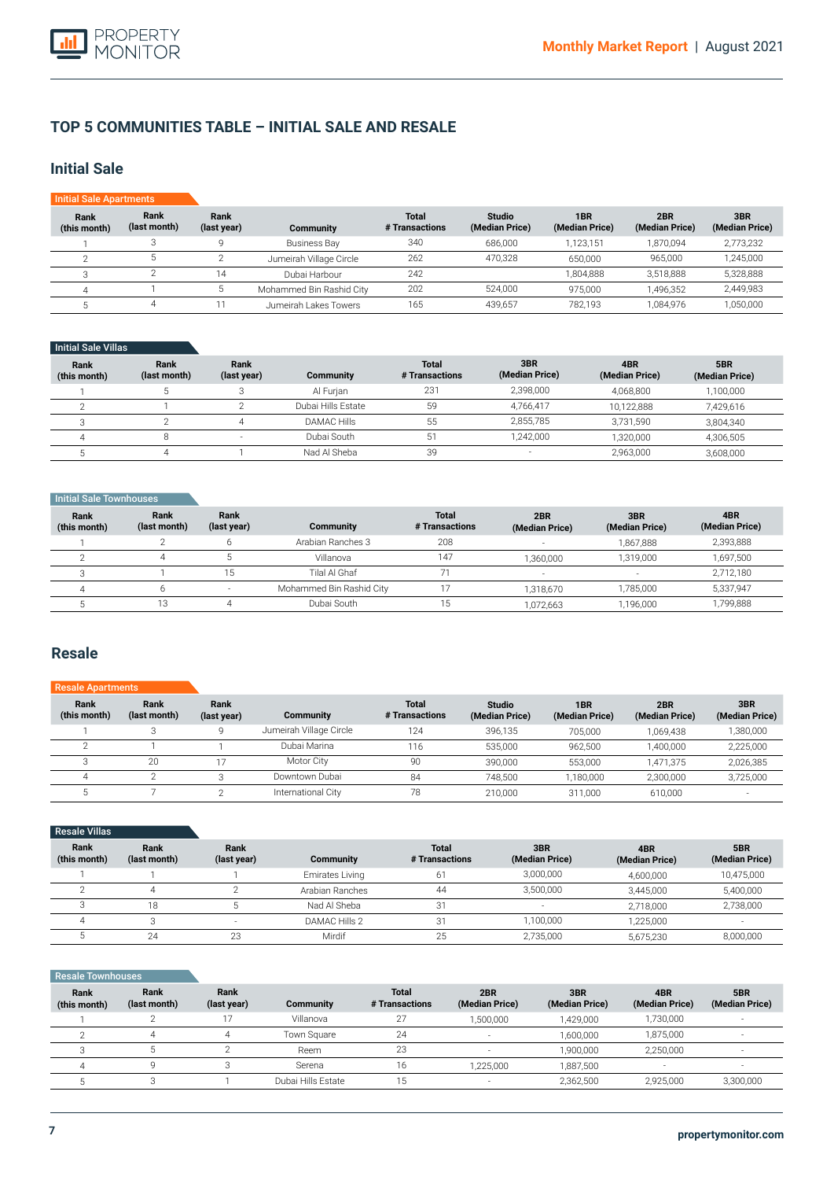## TOP 5 COMMUNITIES TABLE – INITIAL SALE AND RESALE

### Initial Sale

**Initial Sale Apartments**

| Rank (this month) | Rank (last month) | Rank (last year) | Community | Total # Transactions | Studio (Median Price) | 1BR (Median Price) | 2BR (Median Price) | 3BR (Median Price) |
|---|---|---|---|---|---|---|---|---|
| 1 | 3 | 9 | Business Bay | 340 | 686,000 | 1,123,151 | 1,870,094 | 2,773,232 |
| 2 | 5 | 2 | Jumeirah Village Circle | 262 | 470,328 | 650,000 | 965,000 | 1,245,000 |
| 3 | 2 | 14 | Dubai Harbour | 242 | | 1,804,888 | 3,518,888 | 5,328,888 |
| 4 | 1 | 5 | Mohammed Bin Rashid City | 202 | 524,000 | 975,000 | 1,496,352 | 2,449,983 |
| 5 | 4 | 11 | Jumeirah Lakes Towers | 165 | 439,657 | 782,193 | 1,084,976 | 1,050,000 |

**Initial Sale Villas**

| Rank (this month) | Rank (last month) | Rank (last year) | Community | Total # Transactions | 3BR (Median Price) | 4BR (Median Price) | 5BR (Median Price) |
|---|---|---|---|---|---|---|---|
| 1 | 5 | 3 | Al Furjan | 231 | 2,398,000 | 4,068,800 | 1,100,000 |
| 2 | 1 | 2 | Dubai Hills Estate | 59 | 4,766,417 | 10,122,888 | 7,429,616 |
| 3 | 2 | 4 | DAMAC Hills | 55 | 2,855,785 | 3,731,590 | 3,804,340 |
| 4 | 8 | - | Dubai South | 51 | 1,242,000 | 1,320,000 | 4,306,505 |
| 5 | 4 | 1 | Nad Al Sheba | 39 | - | 2,963,000 | 3,608,000 |

**Initial Sale Townhouses**

| Rank (this month) | Rank (last month) | Rank (last year) | Community | Total # Transactions | 2BR (Median Price) | 3BR (Median Price) | 4BR (Median Price) |
|---|---|---|---|---|---|---|---|
| 1 | 2 | 6 | Arabian Ranches 3 | 208 | - | 1,867,888 | 2,393,888 |
| 2 | 4 | 5 | Villanova | 147 | 1,360,000 | 1,319,000 | 1,697,500 |
| 3 | 1 | 15 | Tilal Al Ghaf | 71 | - | - | 2,712,180 |
| 4 | 6 | - | Mohammed Bin Rashid City | 17 | 1,318,670 | 1,785,000 | 5,337,947 |
| 5 | 13 | 4 | Dubai South | 15 | 1,072,663 | 1,196,000 | 1,799,888 |

### Resale

**Resale Apartments**

| Rank (this month) | Rank (last month) | Rank (last year) | Community | Total # Transactions | Studio (Median Price) | 1BR (Median Price) | 2BR (Median Price) | 3BR (Median Price) |
|---|---|---|---|---|---|---|---|---|
| 1 | 3 | 9 | Jumeirah Village Circle | 124 | 396,135 | 705,000 | 1,069,438 | 1,380,000 |
| 2 | 1 | 1 | Dubai Marina | 116 | 535,000 | 962,500 | 1,400,000 | 2,225,000 |
| 3 | 20 | 17 | Motor City | 90 | 390,000 | 553,000 | 1,471,375 | 2,026,385 |
| 4 | 2 | 3 | Downtown Dubai | 84 | 748,500 | 1,180,000 | 2,300,000 | 3,725,000 |
| 5 | 7 | 2 | International City | 78 | 210,000 | 311,000 | 610,000 | - |

**Resale Villas**

| Rank (this month) | Rank (last month) | Rank (last year) | Community | Total # Transactions | 3BR (Median Price) | 4BR (Median Price) | 5BR (Median Price) |
|---|---|---|---|---|---|---|---|
| 1 | 1 | 1 | Emirates Living | 61 | 3,000,000 | 4,600,000 | 10,475,000 |
| 2 | 4 | 2 | Arabian Ranches | 44 | 3,500,000 | 3,445,000 | 5,400,000 |
| 3 | 18 | 5 | Nad Al Sheba | 31 | - | 2,718,000 | 2,738,000 |
| 4 | 3 | - | DAMAC Hills 2 | 31 | 1,100,000 | 1,225,000 | - |
| 5 | 24 | 23 | Mirdif | 25 | 2,735,000 | 5,675,230 | 8,000,000 |

**Resale Townhouses**

| Rank (this month) | Rank (last month) | Rank (last year) | Community | Total # Transactions | 2BR (Median Price) | 3BR (Median Price) | 4BR (Median Price) | 5BR (Median Price) |
|---|---|---|---|---|---|---|---|---|
| 1 | 2 | 17 | Villanova | 27 | 1,500,000 | 1,429,000 | 1,730,000 | - |
| 2 | 4 | 4 | Town Square | 24 | - | 1,600,000 | 1,875,000 | - |
| 3 | 5 | 2 | Reem | 23 | - | 1,900,000 | 2,250,000 | - |
| 4 | 9 | 3 | Serena | 16 | 1,225,000 | 1,887,500 | - | - |
| 5 | 3 | 1 | Dubai Hills Estate | 15 | - | 2,362,500 | 2,925,000 | 3,300,000 |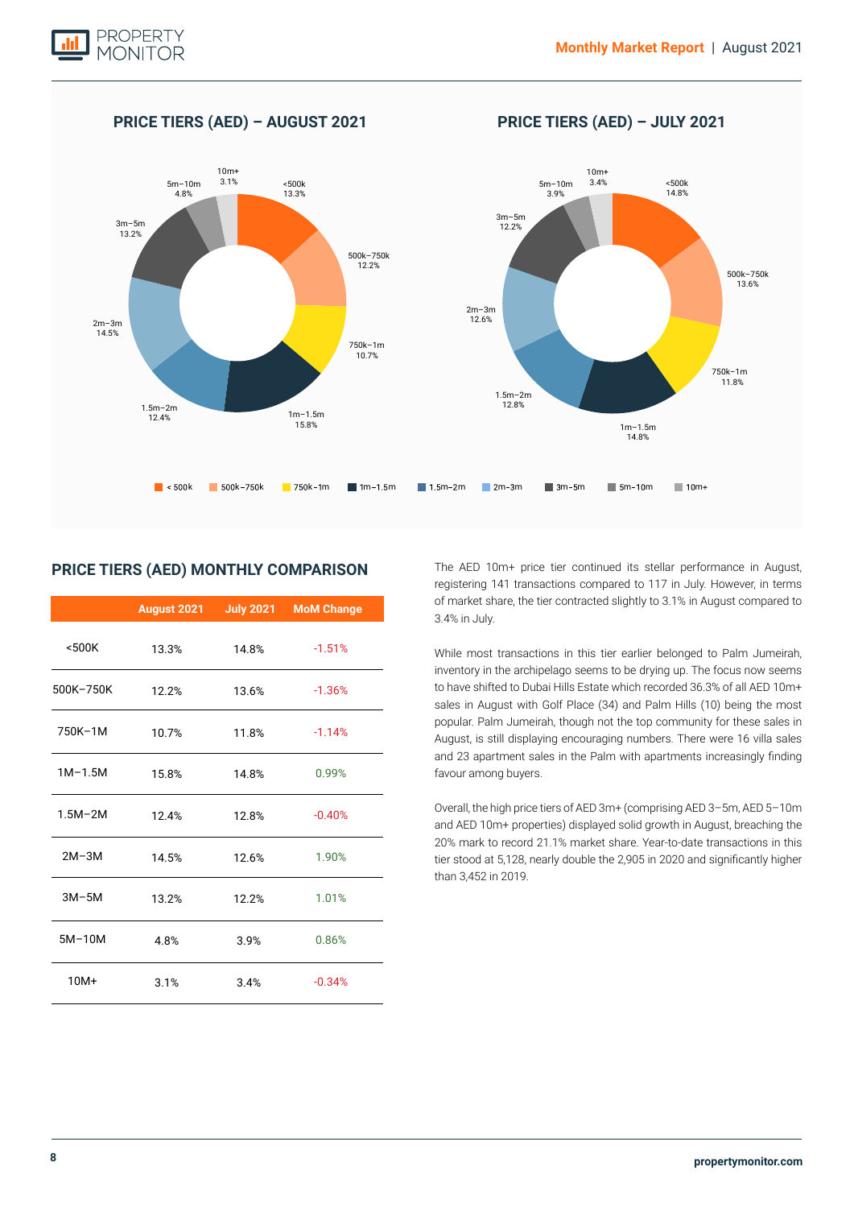## PRICE TIERS (AED) – AUGUST 2021

## PRICE TIERS (AED) – JULY 2021

| Tier | August 2021 | July 2021 |
|---|---|---|
| <500k | 13.3% | 14.8% |
| 500k–750k | 12.2% | 13.6% |
| 750k–1m | 10.7% | 11.8% |
| 1m–1.5m | 15.8% | 14.8% |
| 1.5m–2m | 12.4% | 12.8% |
| 2m–3m | 14.5% | 12.6% |
| 3m–5m | 13.2% | 12.2% |
| 5m–10m | 4.8% | 3.9% |
| 10m+ | 3.1% | 3.4% |

## PRICE TIERS (AED) MONTHLY COMPARISON

| | August 2021 | July 2021 | MoM Change |
|---|---|---|---|
| <500K | 13.3% | 14.8% | -1.51% |
| 500K–750K | 12.2% | 13.6% | -1.36% |
| 750K–1M | 10.7% | 11.8% | -1.14% |
| 1M–1.5M | 15.8% | 14.8% | 0.99% |
| 1.5M–2M | 12.4% | 12.8% | -0.40% |
| 2M–3M | 14.5% | 12.6% | 1.90% |
| 3M–5M | 13.2% | 12.2% | 1.01% |
| 5M–10M | 4.8% | 3.9% | 0.86% |
| 10M+ | 3.1% | 3.4% | -0.34% |

The AED 10m+ price tier continued its stellar performance in August, registering 141 transactions compared to 117 in July. However, in terms of market share, the tier contracted slightly to 3.1% in August compared to 3.4% in July.

While most transactions in this tier earlier belonged to Palm Jumeirah, inventory in the archipelago seems to be drying up. The focus now seems to have shifted to Dubai Hills Estate which recorded 36.3% of all AED 10m+ sales in August with Golf Place (34) and Palm Hills (10) being the most popular. Palm Jumeirah, though not the top community for these sales in August, is still displaying encouraging numbers. There were 16 villa sales and 23 apartment sales in the Palm with apartments increasingly finding favour among buyers.

Overall, the high price tiers of AED 3m+ (comprising AED 3–5m, AED 5–10m and AED 10m+ properties) displayed solid growth in August, breaching the 20% mark to record 21.1% market share. Year-to-date transactions in this tier stood at 5,128, nearly double the 2,905 in 2020 and significantly higher than 3,452 in 2019.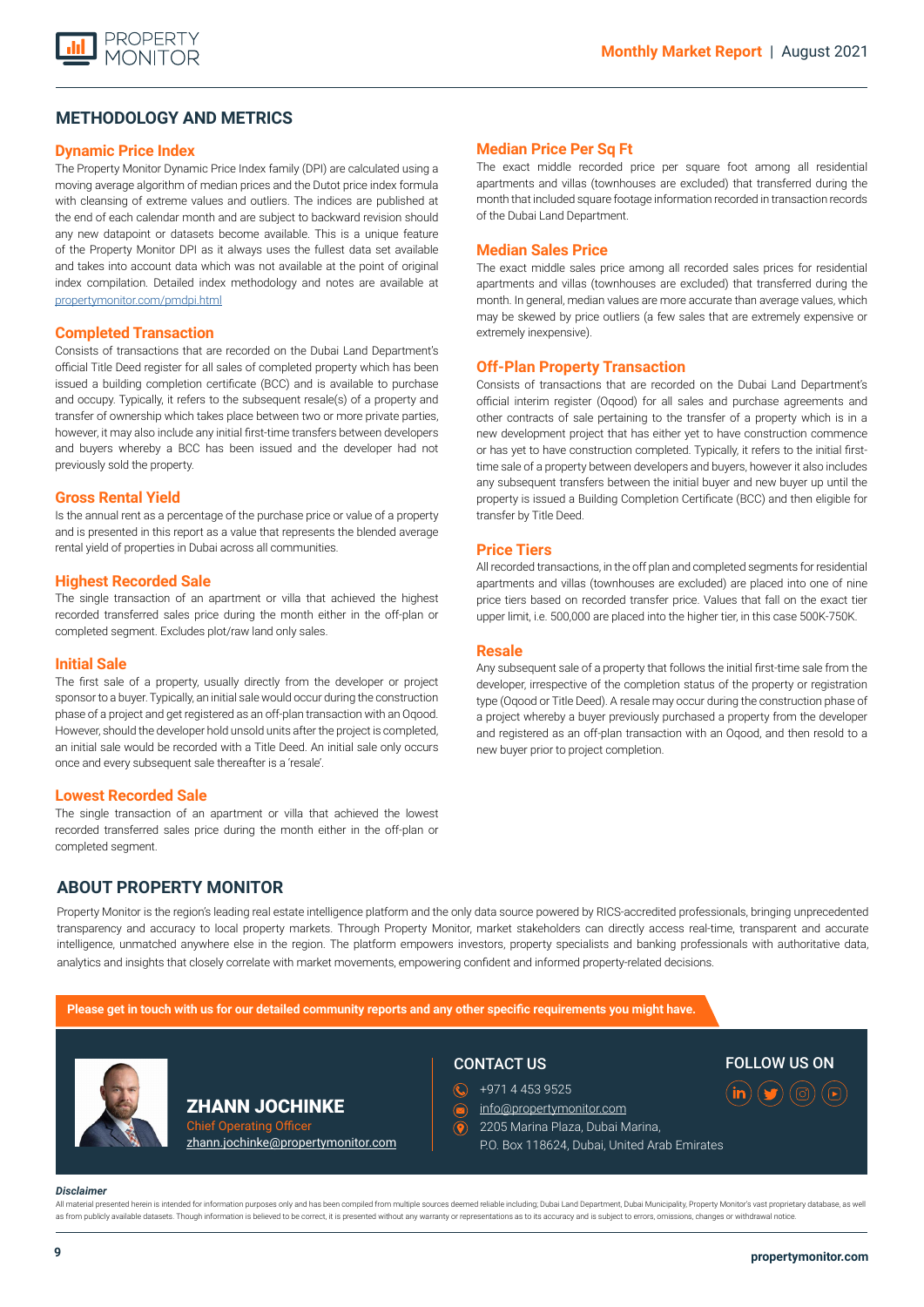## METHODOLOGY AND METRICS

### Dynamic Price Index

The Property Monitor Dynamic Price Index family (DPI) are calculated using a moving average algorithm of median prices and the Dutot price index formula with cleansing of extreme values and outliers. The indices are published at the end of each calendar month and are subject to backward revision should any new datapoint or datasets become available. This is a unique feature of the Property Monitor DPI as it always uses the fullest data set available and takes into account data which was not available at the point of original index compilation. Detailed index methodology and notes are available at propertymonitor.com/pmdpi.html

### Completed Transaction

Consists of transactions that are recorded on the Dubai Land Department's official Title Deed register for all sales of completed property which has been issued a building completion certificate (BCC) and is available to purchase and occupy. Typically, it refers to the subsequent resale(s) of a property and transfer of ownership which takes place between two or more private parties, however, it may also include any initial first-time transfers between developers and buyers whereby a BCC has been issued and the developer had not previously sold the property.

### Gross Rental Yield

Is the annual rent as a percentage of the purchase price or value of a property and is presented in this report as a value that represents the blended average rental yield of properties in Dubai across all communities.

### Highest Recorded Sale

The single transaction of an apartment or villa that achieved the highest recorded transferred sales price during the month either in the off-plan or completed segment. Excludes plot/raw land only sales.

### Initial Sale

The first sale of a property, usually directly from the developer or project sponsor to a buyer. Typically, an initial sale would occur during the construction phase of a project and get registered as an off-plan transaction with an Oqood. However, should the developer hold unsold units after the project is completed, an initial sale would be recorded with a Title Deed. An initial sale only occurs once and every subsequent sale thereafter is a 'resale'.

### Lowest Recorded Sale

The single transaction of an apartment or villa that achieved the lowest recorded transferred sales price during the month either in the off-plan or completed segment.

### Median Price Per Sq Ft

The exact middle recorded price per square foot among all residential apartments and villas (townhouses are excluded) that transferred during the month that included square footage information recorded in transaction records of the Dubai Land Department.

### Median Sales Price

The exact middle sales price among all recorded sales prices for residential apartments and villas (townhouses are excluded) that transferred during the month. In general, median values are more accurate than average values, which may be skewed by price outliers (a few sales that are extremely expensive or extremely inexpensive).

### Off-Plan Property Transaction

Consists of transactions that are recorded on the Dubai Land Department's official interim register (Oqood) for all sales and purchase agreements and other contracts of sale pertaining to the transfer of a property which is in a new development project that has either yet to have construction commence or has yet to have construction completed. Typically, it refers to the initial first-time sale of a property between developers and buyers, however it also includes any subsequent transfers between the initial buyer and new buyer up until the property is issued a Building Completion Certificate (BCC) and then eligible for transfer by Title Deed.

### Price Tiers

All recorded transactions, in the off plan and completed segments for residential apartments and villas (townhouses are excluded) are placed into one of nine price tiers based on recorded transfer price. Values that fall on the exact tier upper limit, i.e. 500,000 are placed into the higher tier, in this case 500K-750K.

### Resale

Any subsequent sale of a property that follows the initial first-time sale from the developer, irrespective of the completion status of the property or registration type (Oqood or Title Deed). A resale may occur during the construction phase of a project whereby a buyer previously purchased a property from the developer and registered as an off-plan transaction with an Oqood, and then resold to a new buyer prior to project completion.

## ABOUT PROPERTY MONITOR

Property Monitor is the region's leading real estate intelligence platform and the only data source powered by RICS-accredited professionals, bringing unprecedented transparency and accuracy to local property markets. Through Property Monitor, market stakeholders can directly access real-time, transparent and accurate intelligence, unmatched anywhere else in the region. The platform empowers investors, property specialists and banking professionals with authoritative data, analytics and insights that closely correlate with market movements, empowering confident and informed property-related decisions.

**Please get in touch with us for our detailed community reports and any other specific requirements you might have.**

**ZHANN JOCHINKE**
Chief Operating Officer
zhann.jochinke@propertymonitor.com

### CONTACT US

+971 4 453 9525
info@propertymonitor.com
2205 Marina Plaza, Dubai Marina,
P.O. Box 118624, Dubai, United Arab Emirates

### FOLLOW US ON

***Disclaimer***

All material presented herein is intended for information purposes only and has been compiled from multiple sources deemed reliable including; Dubai Land Department, Dubai Municipality, Property Monitor's vast proprietary database, as well as from publicly available datasets. Though information is believed to be correct, it is presented without any warranty or representations as to its accuracy and is subject to errors, omissions, changes or withdrawal notice.